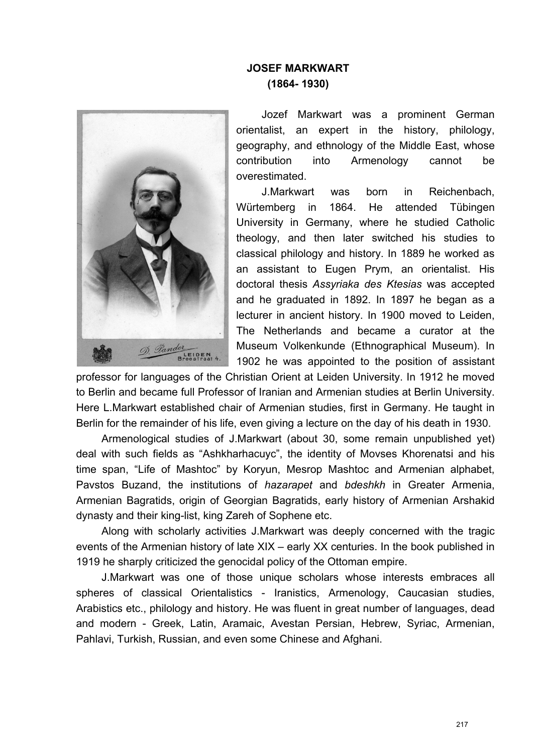**JOSEF MARKWART**
**(1864- 1930)**

Jozef Markwart was a prominent German orientalist, an expert in the history, philology, geography, and ethnology of the Middle East, whose contribution into Armenology cannot be overestimated.

J.Markwart was born in Reichenbach, Würtemberg in 1864. He attended Tübingen University in Germany, where he studied Catholic theology, and then later switched his studies to classical philology and history. In 1889 he worked as an assistant to Eugen Prym, an orientalist. His doctoral thesis *Assyriaka des Ktesias* was accepted and he graduated in 1892. In 1897 he began as a lecturer in ancient history. In 1900 moved to Leiden, The Netherlands and became a curator at the Museum Volkenkunde (Ethnographical Museum). In 1902 he was appointed to the position of assistant professor for languages of the Christian Orient at Leiden University. In 1912 he moved to Berlin and became full Professor of Iranian and Armenian studies at Berlin University. Here L.Markwart established chair of Armenian studies, first in Germany. He taught in Berlin for the remainder of his life, even giving a lecture on the day of his death in 1930.

Armenological studies of J.Markwart (about 30, some remain unpublished yet) deal with such fields as "Ashkharhacuyc", the identity of Movses Khorenatsi and his time span, "Life of Mashtoc" by Koryun, Mesrop Mashtoc and Armenian alphabet, Pavstos Buzand, the institutions of *hazarapet* and *bdeshkh* in Greater Armenia, Armenian Bagratids, origin of Georgian Bagratids, early history of Armenian Arshakid dynasty and their king-list, king Zareh of Sophene etc.

Along with scholarly activities J.Markwart was deeply concerned with the tragic events of the Armenian history of late XIX – early XX centuries. In the book published in 1919 he sharply criticized the genocidal policy of the Ottoman empire.

J.Markwart was one of those unique scholars whose interests embraces all spheres of classical Orientalistics - Iranistics, Armenology, Caucasian studies, Arabistics etc., philology and history. He was fluent in great number of languages, dead and modern - Greek, Latin, Aramaic, Avestan Persian, Hebrew, Syriac, Armenian, Pahlavi, Turkish, Russian, and even some Chinese and Afghani.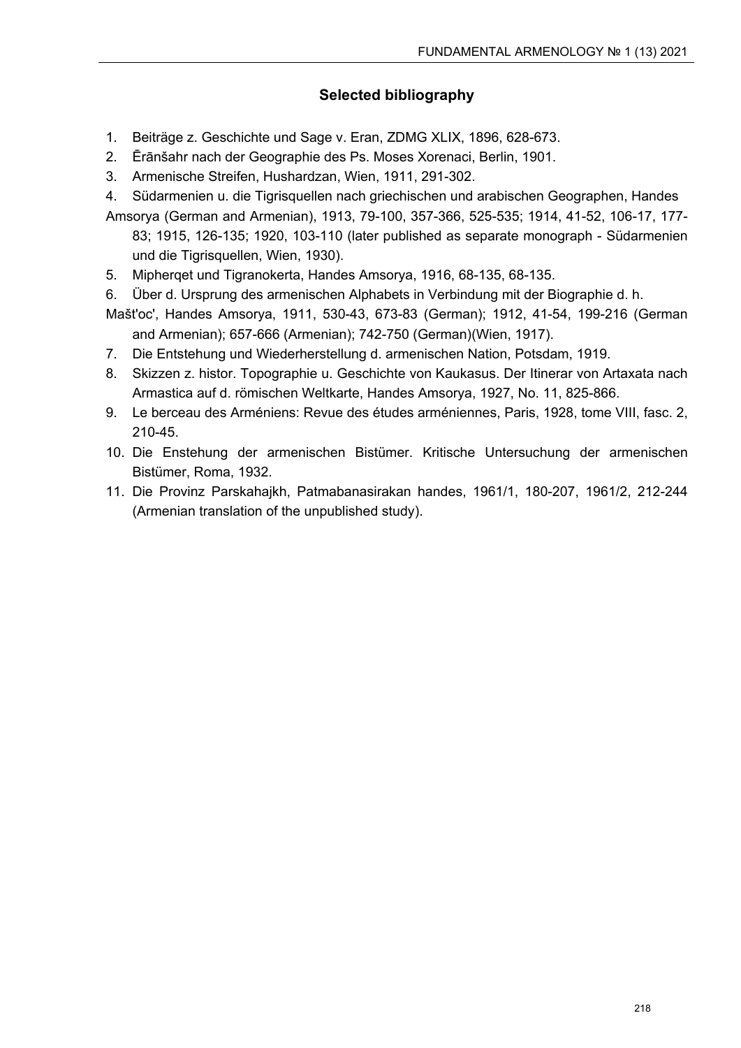## Selected bibliography

1. Beiträge z. Geschichte und Sage v. Eran, ZDMG XLIX, 1896, 628-673.
2. Ērānšahr nach der Geographie des Ps. Moses Xorenaci, Berlin, 1901.
3. Armenische Streifen, Hushardzan, Wien, 1911, 291-302.
4. Südarmenien u. die Tigrisquellen nach griechischen und arabischen Geographen, Handes Amsorya (German and Armenian), 1913, 79-100, 357-366, 525-535; 1914, 41-52, 106-17, 177-83; 1915, 126-135; 1920, 103-110 (later published as separate monograph - Südarmenien und die Tigrisquellen, Wien, 1930).
5. Mipherqet und Tigranokerta, Handes Amsorya, 1916, 68-135, 68-135.
6. Über d. Ursprung des armenischen Alphabets in Verbindung mit der Biographie d. h. Mašt'oc', Handes Amsorya, 1911, 530-43, 673-83 (German); 1912, 41-54, 199-216 (German and Armenian); 657-666 (Armenian); 742-750 (German)(Wien, 1917).
7. Die Entstehung und Wiederherstellung d. armenischen Nation, Potsdam, 1919.
8. Skizzen z. histor. Topographie u. Geschichte von Kaukasus. Der Itinerar von Artaxata nach Armastica auf d. römischen Weltkarte, Handes Amsorya, 1927, No. 11, 825-866.
9. Le berceau des Arméniens: Revue des études arméniennes, Paris, 1928, tome VIII, fasc. 2, 210-45.
10. Die Enstehung der armenischen Bistümer. Kritische Untersuchung der armenischen Bistümer, Roma, 1932.
11. Die Provinz Parskahajkh, Patmabanasirakan handes, 1961/1, 180-207, 1961/2, 212-244 (Armenian translation of the unpublished study).